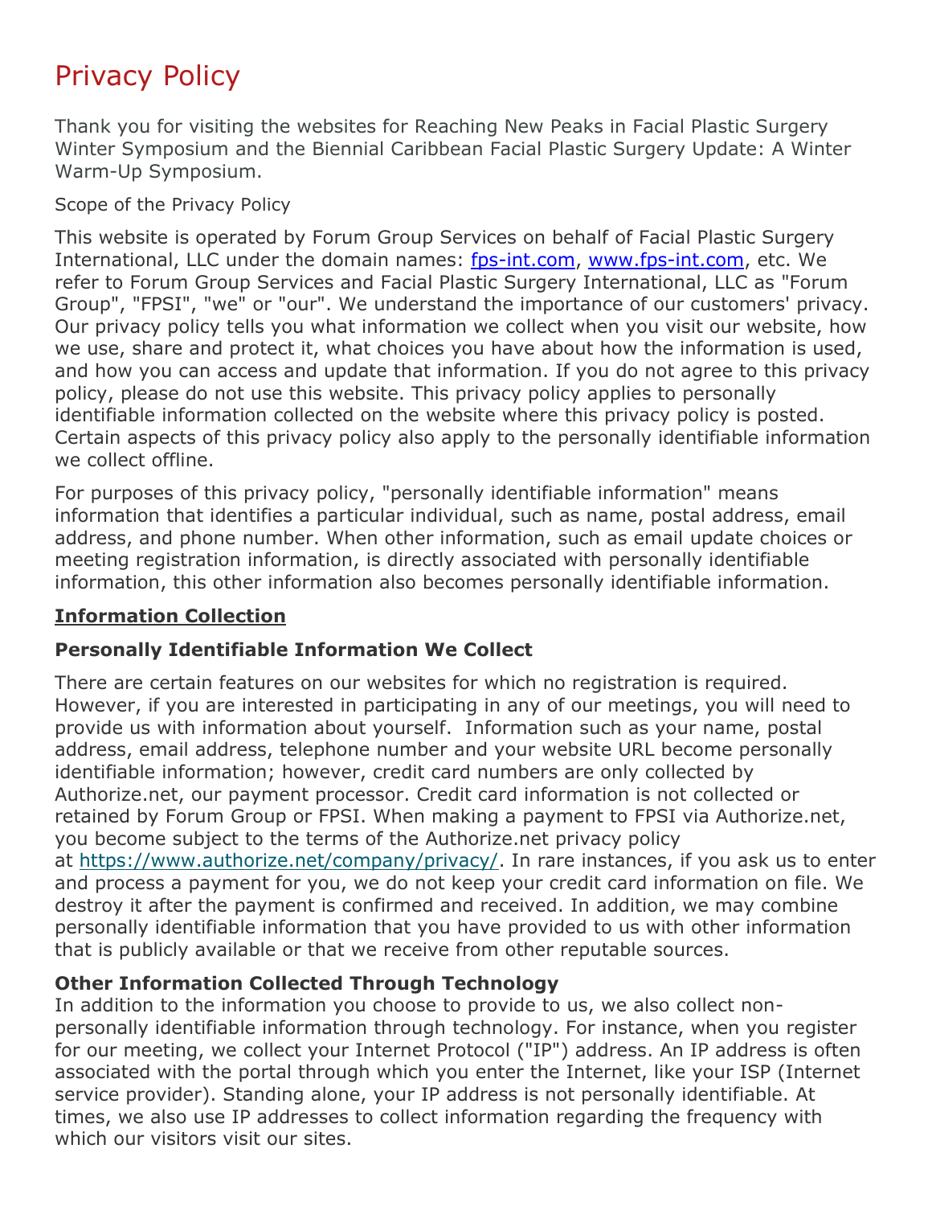# Privacy Policy

Thank you for visiting the websites for Reaching New Peaks in Facial Plastic Surgery Winter Symposium and the Biennial Caribbean Facial Plastic Surgery Update: A Winter Warm-Up Symposium.

Scope of the Privacy Policy

This website is operated by Forum Group Services on behalf of Facial Plastic Surgery International, LLC under the domain names: [fps-int.com](http://fps-int.com), [www.fps-int.com](http://www.fps-int.com), etc. We refer to Forum Group Services and Facial Plastic Surgery International, LLC as "Forum Group", "FPSI", "we" or "our". We understand the importance of our customers' privacy. Our privacy policy tells you what information we collect when you visit our website, how we use, share and protect it, what choices you have about how the information is used, and how you can access and update that information. If you do not agree to this privacy policy, please do not use this website. This privacy policy applies to personally identifiable information collected on the website where this privacy policy is posted. Certain aspects of this privacy policy also apply to the personally identifiable information we collect offline.

For purposes of this privacy policy, "personally identifiable information" means information that identifies a particular individual, such as name, postal address, email address, and phone number. When other information, such as email update choices or meeting registration information, is directly associated with personally identifiable information, this other information also becomes personally identifiable information.

## Information Collection

### Personally Identifiable Information We Collect

There are certain features on our websites for which no registration is required. However, if you are interested in participating in any of our meetings, you will need to provide us with information about yourself. Information such as your name, postal address, email address, telephone number and your website URL become personally identifiable information; however, credit card numbers are only collected by Authorize.net, our payment processor. Credit card information is not collected or retained by Forum Group or FPSI. When making a payment to FPSI via Authorize.net, you become subject to the terms of the Authorize.net privacy policy at [https://www.authorize.net/company/privacy/](https://www.authorize.net/company/privacy/). In rare instances, if you ask us to enter and process a payment for you, we do not keep your credit card information on file. We destroy it after the payment is confirmed and received. In addition, we may combine personally identifiable information that you have provided to us with other information that is publicly available or that we receive from other reputable sources.

### Other Information Collected Through Technology

In addition to the information you choose to provide to us, we also collect non-personally identifiable information through technology. For instance, when you register for our meeting, we collect your Internet Protocol ("IP") address. An IP address is often associated with the portal through which you enter the Internet, like your ISP (Internet service provider). Standing alone, your IP address is not personally identifiable. At times, we also use IP addresses to collect information regarding the frequency with which our visitors visit our sites.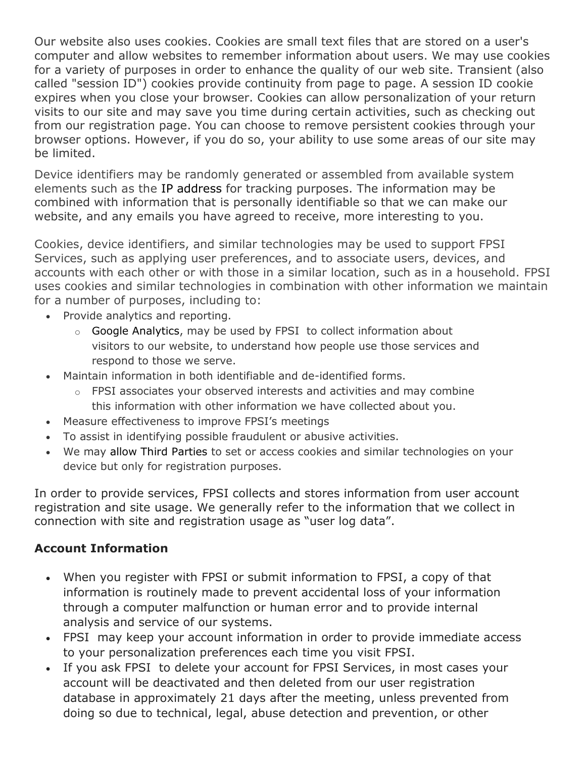Our website also uses cookies. Cookies are small text files that are stored on a user's computer and allow websites to remember information about users. We may use cookies for a variety of purposes in order to enhance the quality of our web site. Transient (also called "session ID") cookies provide continuity from page to page. A session ID cookie expires when you close your browser. Cookies can allow personalization of your return visits to our site and may save you time during certain activities, such as checking out from our registration page. You can choose to remove persistent cookies through your browser options. However, if you do so, your ability to use some areas of our site may be limited.

Device identifiers may be randomly generated or assembled from available system elements such as the IP address for tracking purposes. The information may be combined with information that is personally identifiable so that we can make our website, and any emails you have agreed to receive, more interesting to you.

Cookies, device identifiers, and similar technologies may be used to support FPSI Services, such as applying user preferences, and to associate users, devices, and accounts with each other or with those in a similar location, such as in a household. FPSI uses cookies and similar technologies in combination with other information we maintain for a number of purposes, including to:

- Provide analytics and reporting.
  - Google Analytics, may be used by FPSI to collect information about visitors to our website, to understand how people use those services and respond to those we serve.
- Maintain information in both identifiable and de-identified forms.
  - FPSI associates your observed interests and activities and may combine this information with other information we have collected about you.
- Measure effectiveness to improve FPSI's meetings
- To assist in identifying possible fraudulent or abusive activities.
- We may allow Third Parties to set or access cookies and similar technologies on your device but only for registration purposes.

In order to provide services, FPSI collects and stores information from user account registration and site usage. We generally refer to the information that we collect in connection with site and registration usage as "user log data".

**Account Information**

- When you register with FPSI or submit information to FPSI, a copy of that information is routinely made to prevent accidental loss of your information through a computer malfunction or human error and to provide internal analysis and service of our systems.
- FPSI may keep your account information in order to provide immediate access to your personalization preferences each time you visit FPSI.
- If you ask FPSI to delete your account for FPSI Services, in most cases your account will be deactivated and then deleted from our user registration database in approximately 21 days after the meeting, unless prevented from doing so due to technical, legal, abuse detection and prevention, or other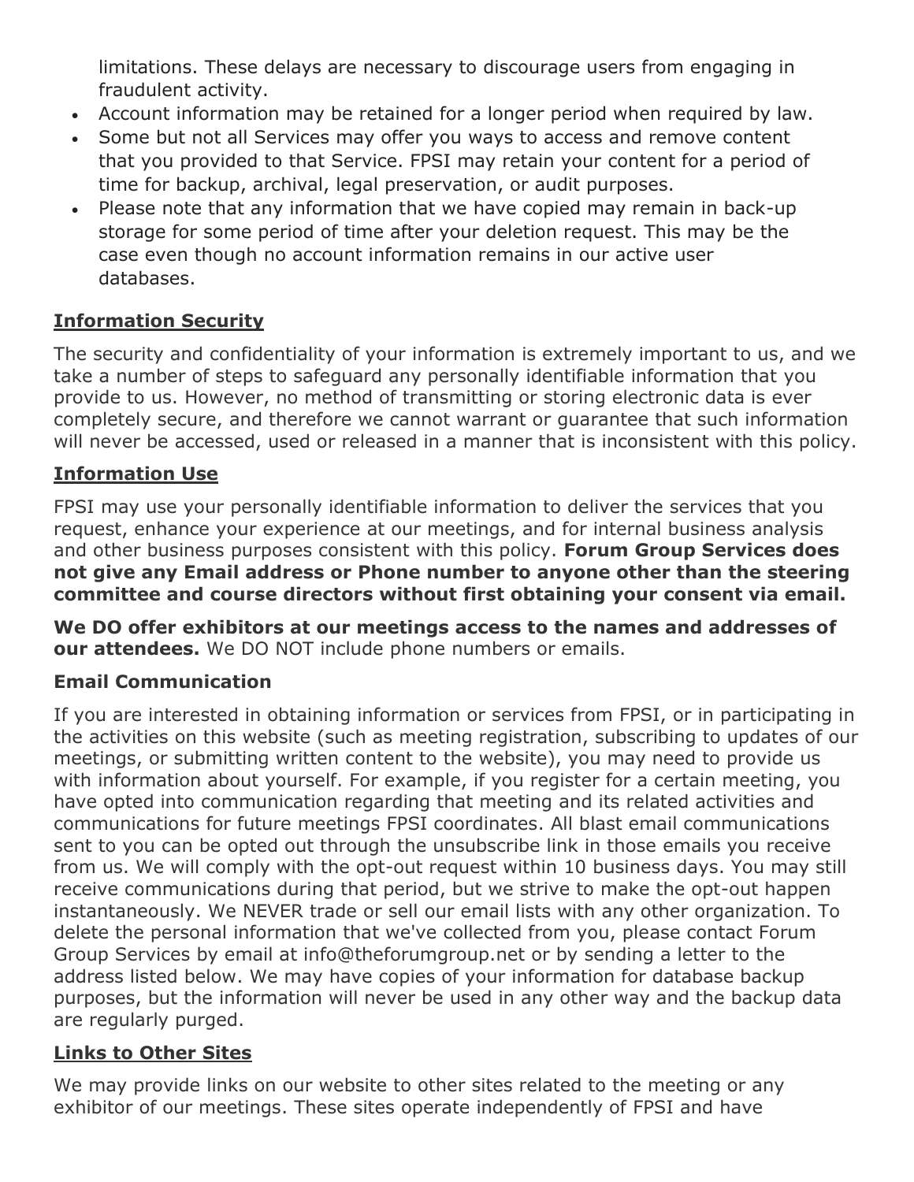limitations. These delays are necessary to discourage users from engaging in fraudulent activity.

- Account information may be retained for a longer period when required by law.
- Some but not all Services may offer you ways to access and remove content that you provided to that Service. FPSI may retain your content for a period of time for backup, archival, legal preservation, or audit purposes.
- Please note that any information that we have copied may remain in back-up storage for some period of time after your deletion request. This may be the case even though no account information remains in our active user databases.

## Information Security

The security and confidentiality of your information is extremely important to us, and we take a number of steps to safeguard any personally identifiable information that you provide to us. However, no method of transmitting or storing electronic data is ever completely secure, and therefore we cannot warrant or guarantee that such information will never be accessed, used or released in a manner that is inconsistent with this policy.

## Information Use

FPSI may use your personally identifiable information to deliver the services that you request, enhance your experience at our meetings, and for internal business analysis and other business purposes consistent with this policy. **Forum Group Services does not give any Email address or Phone number to anyone other than the steering committee and course directors without first obtaining your consent via email.**

**We DO offer exhibitors at our meetings access to the names and addresses of our attendees.** We DO NOT include phone numbers or emails.

## Email Communication

If you are interested in obtaining information or services from FPSI, or in participating in the activities on this website (such as meeting registration, subscribing to updates of our meetings, or submitting written content to the website), you may need to provide us with information about yourself. For example, if you register for a certain meeting, you have opted into communication regarding that meeting and its related activities and communications for future meetings FPSI coordinates. All blast email communications sent to you can be opted out through the unsubscribe link in those emails you receive from us. We will comply with the opt-out request within 10 business days. You may still receive communications during that period, but we strive to make the opt-out happen instantaneously. We NEVER trade or sell our email lists with any other organization. To delete the personal information that we've collected from you, please contact Forum Group Services by email at info@theforumgroup.net or by sending a letter to the address listed below. We may have copies of your information for database backup purposes, but the information will never be used in any other way and the backup data are regularly purged.

## Links to Other Sites

We may provide links on our website to other sites related to the meeting or any exhibitor of our meetings. These sites operate independently of FPSI and have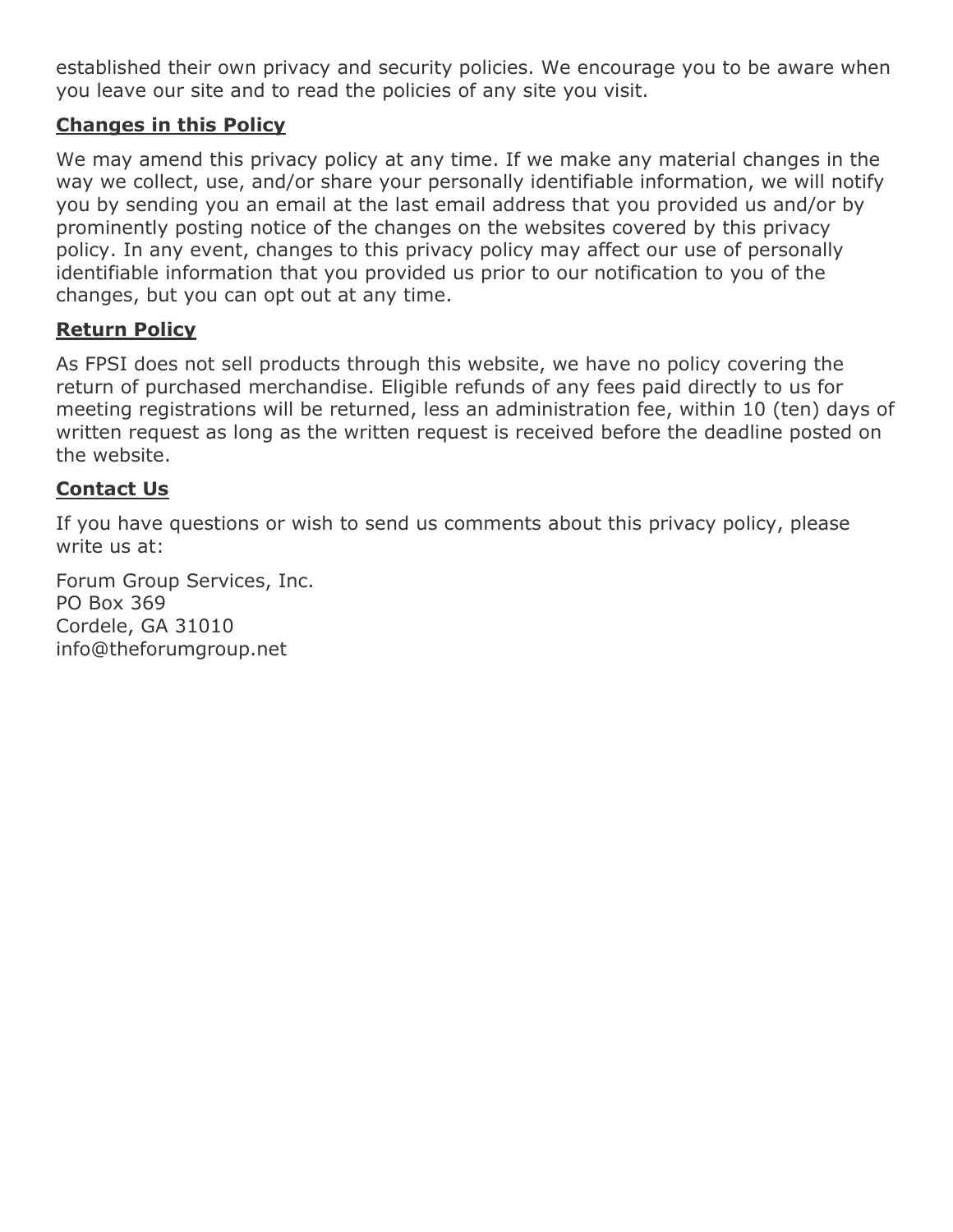established their own privacy and security policies. We encourage you to be aware when you leave our site and to read the policies of any site you visit.

## **Changes in this Policy**

We may amend this privacy policy at any time. If we make any material changes in the way we collect, use, and/or share your personally identifiable information, we will notify you by sending you an email at the last email address that you provided us and/or by prominently posting notice of the changes on the websites covered by this privacy policy. In any event, changes to this privacy policy may affect our use of personally identifiable information that you provided us prior to our notification to you of the changes, but you can opt out at any time.

## **Return Policy**

As FPSI does not sell products through this website, we have no policy covering the return of purchased merchandise. Eligible refunds of any fees paid directly to us for meeting registrations will be returned, less an administration fee, within 10 (ten) days of written request as long as the written request is received before the deadline posted on the website.

## **Contact Us**

If you have questions or wish to send us comments about this privacy policy, please write us at:

Forum Group Services, Inc.
PO Box 369
Cordele, GA 31010
info@theforumgroup.net